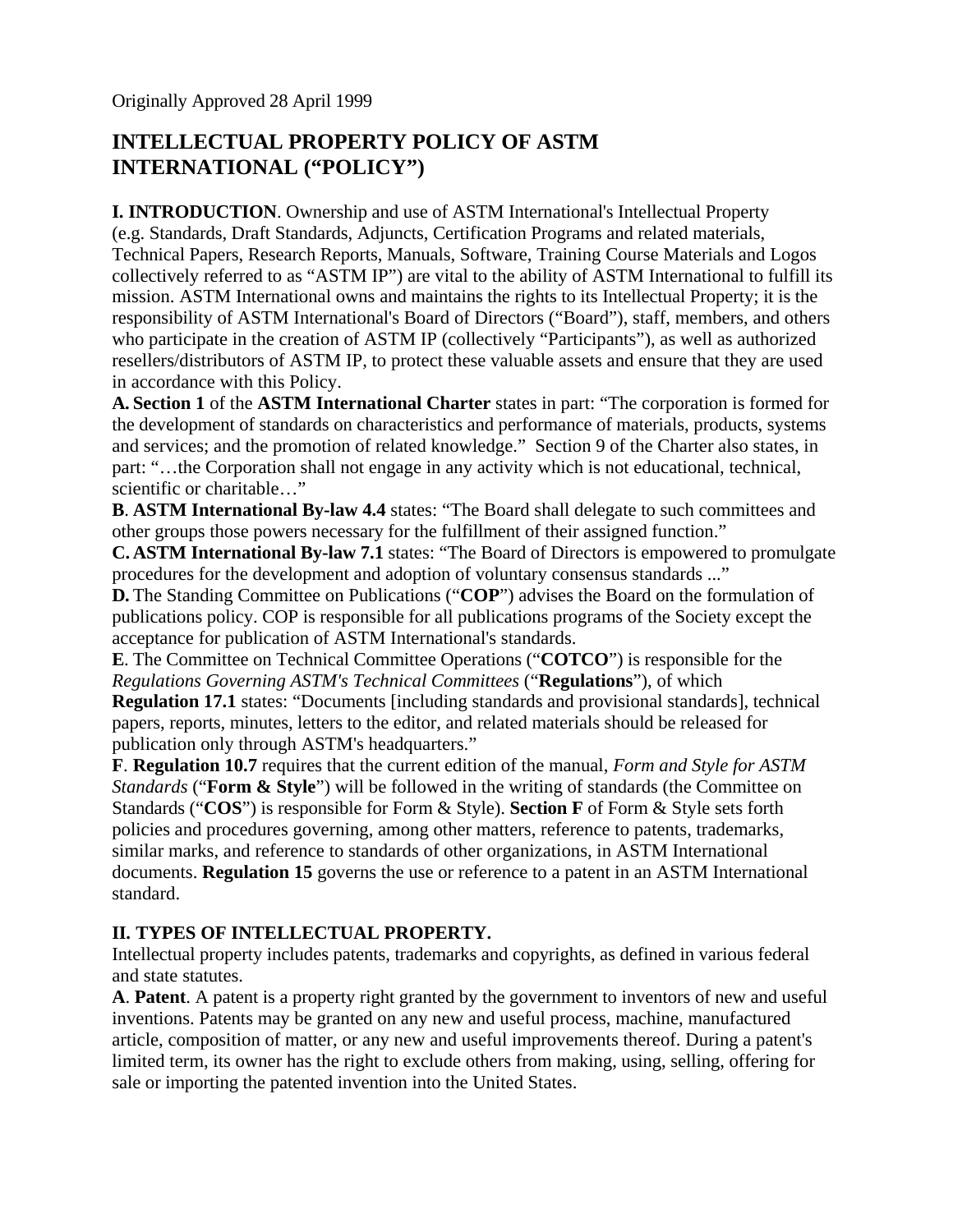Originally Approved 28 April 1999

# INTELLECTUAL PROPERTY POLICY OF ASTM INTERNATIONAL ("POLICY")

**I. INTRODUCTION**. Ownership and use of ASTM International's Intellectual Property (e.g. Standards, Draft Standards, Adjuncts, Certification Programs and related materials, Technical Papers, Research Reports, Manuals, Software, Training Course Materials and Logos collectively referred to as "ASTM IP") are vital to the ability of ASTM International to fulfill its mission. ASTM International owns and maintains the rights to its Intellectual Property; it is the responsibility of ASTM International's Board of Directors ("Board"), staff, members, and others who participate in the creation of ASTM IP (collectively "Participants"), as well as authorized resellers/distributors of ASTM IP, to protect these valuable assets and ensure that they are used in accordance with this Policy.

**A. Section 1** of the **ASTM International Charter** states in part: "The corporation is formed for the development of standards on characteristics and performance of materials, products, systems and services; and the promotion of related knowledge." Section 9 of the Charter also states, in part: "…the Corporation shall not engage in any activity which is not educational, technical, scientific or charitable…"

**B**. **ASTM International By-law 4.4** states: "The Board shall delegate to such committees and other groups those powers necessary for the fulfillment of their assigned function."

**C. ASTM International By-law 7.1** states: "The Board of Directors is empowered to promulgate procedures for the development and adoption of voluntary consensus standards ..."

**D.** The Standing Committee on Publications ("**COP**") advises the Board on the formulation of publications policy. COP is responsible for all publications programs of the Society except the acceptance for publication of ASTM International's standards.

**E**. The Committee on Technical Committee Operations ("**COTCO**") is responsible for the *Regulations Governing ASTM's Technical Committees* ("**Regulations**"), of which **Regulation 17.1** states: "Documents [including standards and provisional standards], technical papers, reports, minutes, letters to the editor, and related materials should be released for publication only through ASTM's headquarters."

**F**. **Regulation 10.7** requires that the current edition of the manual, *Form and Style for ASTM Standards* ("**Form & Style**") will be followed in the writing of standards (the Committee on Standards ("**COS**") is responsible for Form & Style). **Section F** of Form & Style sets forth policies and procedures governing, among other matters, reference to patents, trademarks, similar marks, and reference to standards of other organizations, in ASTM International documents. **Regulation 15** governs the use or reference to a patent in an ASTM International standard.

## II. TYPES OF INTELLECTUAL PROPERTY.

Intellectual property includes patents, trademarks and copyrights, as defined in various federal and state statutes.

**A**. **Patent**. A patent is a property right granted by the government to inventors of new and useful inventions. Patents may be granted on any new and useful process, machine, manufactured article, composition of matter, or any new and useful improvements thereof. During a patent's limited term, its owner has the right to exclude others from making, using, selling, offering for sale or importing the patented invention into the United States.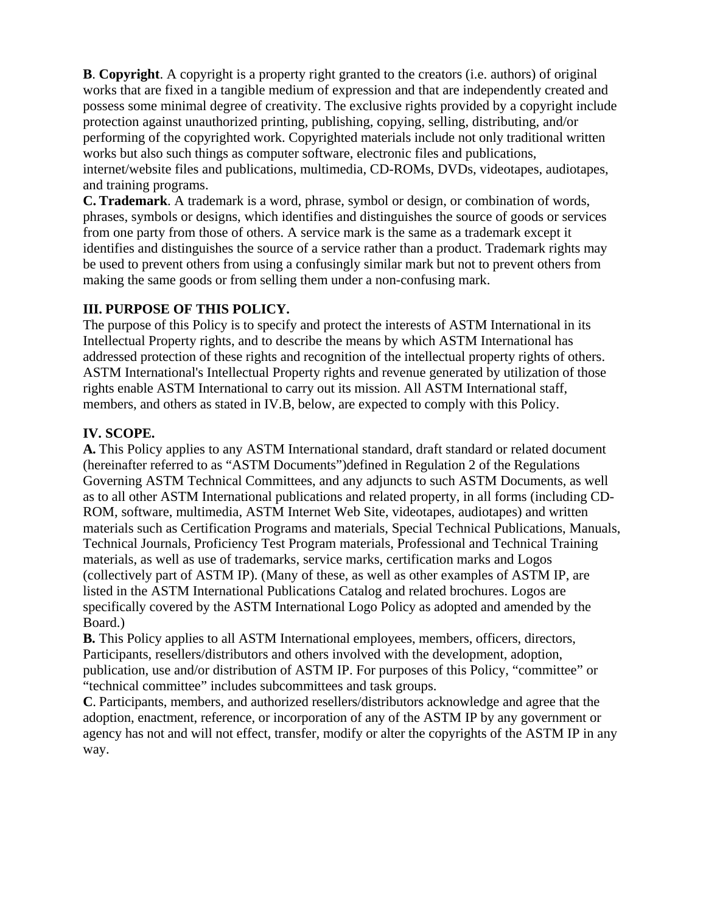**B**. **Copyright**. A copyright is a property right granted to the creators (i.e. authors) of original works that are fixed in a tangible medium of expression and that are independently created and possess some minimal degree of creativity. The exclusive rights provided by a copyright include protection against unauthorized printing, publishing, copying, selling, distributing, and/or performing of the copyrighted work. Copyrighted materials include not only traditional written works but also such things as computer software, electronic files and publications, internet/website files and publications, multimedia, CD-ROMs, DVDs, videotapes, audiotapes, and training programs.

**C. Trademark**. A trademark is a word, phrase, symbol or design, or combination of words, phrases, symbols or designs, which identifies and distinguishes the source of goods or services from one party from those of others. A service mark is the same as a trademark except it identifies and distinguishes the source of a service rather than a product. Trademark rights may be used to prevent others from using a confusingly similar mark but not to prevent others from making the same goods or from selling them under a non-confusing mark.

## III. PURPOSE OF THIS POLICY.

The purpose of this Policy is to specify and protect the interests of ASTM International in its Intellectual Property rights, and to describe the means by which ASTM International has addressed protection of these rights and recognition of the intellectual property rights of others. ASTM International's Intellectual Property rights and revenue generated by utilization of those rights enable ASTM International to carry out its mission. All ASTM International staff, members, and others as stated in IV.B, below, are expected to comply with this Policy.

## IV. SCOPE.

**A.** This Policy applies to any ASTM International standard, draft standard or related document (hereinafter referred to as "ASTM Documents")defined in Regulation 2 of the Regulations Governing ASTM Technical Committees, and any adjuncts to such ASTM Documents, as well as to all other ASTM International publications and related property, in all forms (including CD-ROM, software, multimedia, ASTM Internet Web Site, videotapes, audiotapes) and written materials such as Certification Programs and materials, Special Technical Publications, Manuals, Technical Journals, Proficiency Test Program materials, Professional and Technical Training materials, as well as use of trademarks, service marks, certification marks and Logos (collectively part of ASTM IP). (Many of these, as well as other examples of ASTM IP, are listed in the ASTM International Publications Catalog and related brochures. Logos are specifically covered by the ASTM International Logo Policy as adopted and amended by the Board.)

**B.** This Policy applies to all ASTM International employees, members, officers, directors, Participants, resellers/distributors and others involved with the development, adoption, publication, use and/or distribution of ASTM IP. For purposes of this Policy, "committee" or "technical committee" includes subcommittees and task groups.

**C**. Participants, members, and authorized resellers/distributors acknowledge and agree that the adoption, enactment, reference, or incorporation of any of the ASTM IP by any government or agency has not and will not effect, transfer, modify or alter the copyrights of the ASTM IP in any way.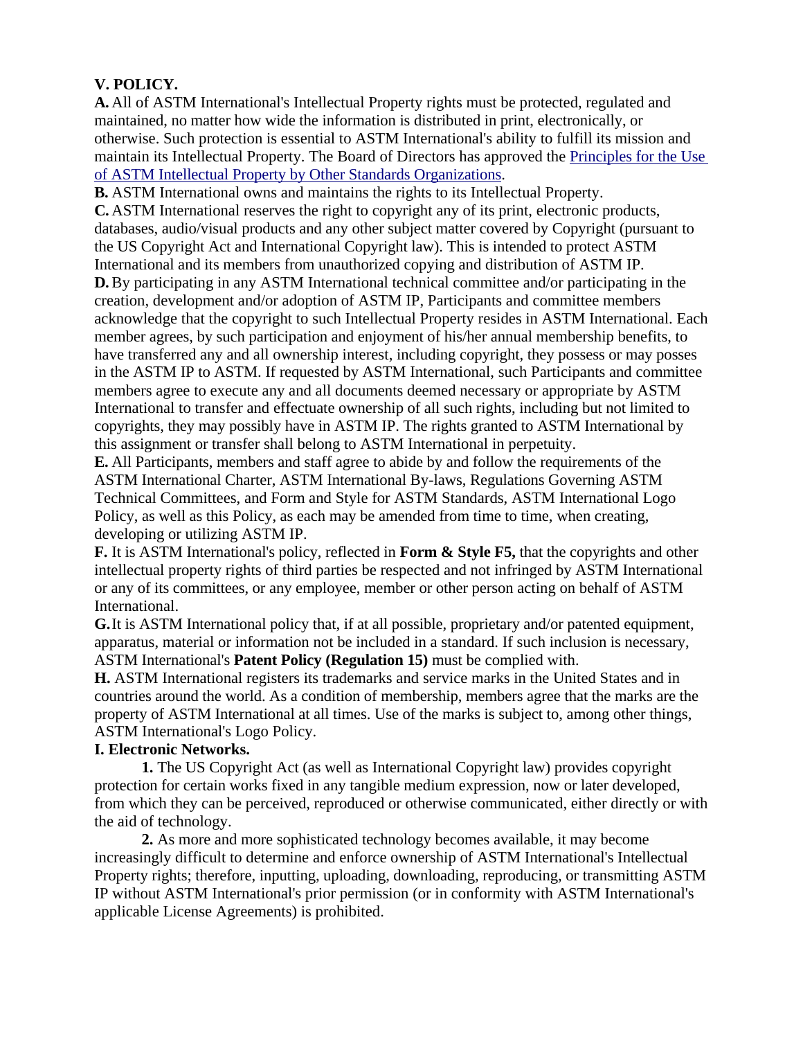**V. POLICY.**

**A.** All of ASTM International's Intellectual Property rights must be protected, regulated and maintained, no matter how wide the information is distributed in print, electronically, or otherwise. Such protection is essential to ASTM International's ability to fulfill its mission and maintain its Intellectual Property. The Board of Directors has approved the Principles for the Use of ASTM Intellectual Property by Other Standards Organizations.

**B.** ASTM International owns and maintains the rights to its Intellectual Property.

**C.** ASTM International reserves the right to copyright any of its print, electronic products, databases, audio/visual products and any other subject matter covered by Copyright (pursuant to the US Copyright Act and International Copyright law). This is intended to protect ASTM International and its members from unauthorized copying and distribution of ASTM IP.

**D.** By participating in any ASTM International technical committee and/or participating in the creation, development and/or adoption of ASTM IP, Participants and committee members acknowledge that the copyright to such Intellectual Property resides in ASTM International. Each member agrees, by such participation and enjoyment of his/her annual membership benefits, to have transferred any and all ownership interest, including copyright, they possess or may posses in the ASTM IP to ASTM. If requested by ASTM International, such Participants and committee members agree to execute any and all documents deemed necessary or appropriate by ASTM International to transfer and effectuate ownership of all such rights, including but not limited to copyrights, they may possibly have in ASTM IP. The rights granted to ASTM International by this assignment or transfer shall belong to ASTM International in perpetuity.

**E.** All Participants, members and staff agree to abide by and follow the requirements of the ASTM International Charter, ASTM International By-laws, Regulations Governing ASTM Technical Committees, and Form and Style for ASTM Standards, ASTM International Logo Policy, as well as this Policy, as each may be amended from time to time, when creating, developing or utilizing ASTM IP.

**F.** It is ASTM International's policy, reflected in **Form & Style F5,** that the copyrights and other intellectual property rights of third parties be respected and not infringed by ASTM International or any of its committees, or any employee, member or other person acting on behalf of ASTM International.

**G.** It is ASTM International policy that, if at all possible, proprietary and/or patented equipment, apparatus, material or information not be included in a standard. If such inclusion is necessary, ASTM International's **Patent Policy (Regulation 15)** must be complied with.

**H.** ASTM International registers its trademarks and service marks in the United States and in countries around the world. As a condition of membership, members agree that the marks are the property of ASTM International at all times. Use of the marks is subject to, among other things, ASTM International's Logo Policy.

**I. Electronic Networks.**

**1.** The US Copyright Act (as well as International Copyright law) provides copyright protection for certain works fixed in any tangible medium expression, now or later developed, from which they can be perceived, reproduced or otherwise communicated, either directly or with the aid of technology.

**2.** As more and more sophisticated technology becomes available, it may become increasingly difficult to determine and enforce ownership of ASTM International's Intellectual Property rights; therefore, inputting, uploading, downloading, reproducing, or transmitting ASTM IP without ASTM International's prior permission (or in conformity with ASTM International's applicable License Agreements) is prohibited.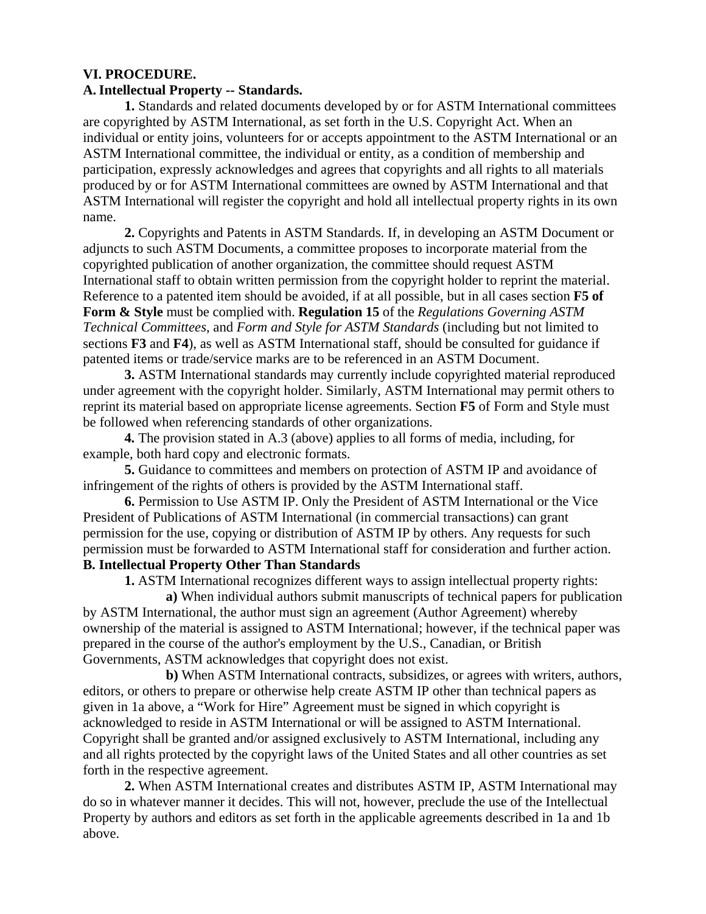**VI. PROCEDURE.**

**A. Intellectual Property -- Standards.**

**1.** Standards and related documents developed by or for ASTM International committees are copyrighted by ASTM International, as set forth in the U.S. Copyright Act. When an individual or entity joins, volunteers for or accepts appointment to the ASTM International or an ASTM International committee, the individual or entity, as a condition of membership and participation, expressly acknowledges and agrees that copyrights and all rights to all materials produced by or for ASTM International committees are owned by ASTM International and that ASTM International will register the copyright and hold all intellectual property rights in its own name.

**2.** Copyrights and Patents in ASTM Standards. If, in developing an ASTM Document or adjuncts to such ASTM Documents, a committee proposes to incorporate material from the copyrighted publication of another organization, the committee should request ASTM International staff to obtain written permission from the copyright holder to reprint the material. Reference to a patented item should be avoided, if at all possible, but in all cases section **F5 of Form & Style** must be complied with. **Regulation 15** of the *Regulations Governing ASTM Technical Committees*, and *Form and Style for ASTM Standards* (including but not limited to sections **F3** and **F4**), as well as ASTM International staff, should be consulted for guidance if patented items or trade/service marks are to be referenced in an ASTM Document.

**3.** ASTM International standards may currently include copyrighted material reproduced under agreement with the copyright holder. Similarly, ASTM International may permit others to reprint its material based on appropriate license agreements. Section **F5** of Form and Style must be followed when referencing standards of other organizations.

**4.** The provision stated in A.3 (above) applies to all forms of media, including, for example, both hard copy and electronic formats.

**5.** Guidance to committees and members on protection of ASTM IP and avoidance of infringement of the rights of others is provided by the ASTM International staff.

**6.** Permission to Use ASTM IP. Only the President of ASTM International or the Vice President of Publications of ASTM International (in commercial transactions) can grant permission for the use, copying or distribution of ASTM IP by others. Any requests for such permission must be forwarded to ASTM International staff for consideration and further action.

**B. Intellectual Property Other Than Standards**

**1.** ASTM International recognizes different ways to assign intellectual property rights:

**a)** When individual authors submit manuscripts of technical papers for publication by ASTM International, the author must sign an agreement (Author Agreement) whereby ownership of the material is assigned to ASTM International; however, if the technical paper was prepared in the course of the author's employment by the U.S., Canadian, or British Governments, ASTM acknowledges that copyright does not exist.

**b)** When ASTM International contracts, subsidizes, or agrees with writers, authors, editors, or others to prepare or otherwise help create ASTM IP other than technical papers as given in 1a above, a "Work for Hire" Agreement must be signed in which copyright is acknowledged to reside in ASTM International or will be assigned to ASTM International. Copyright shall be granted and/or assigned exclusively to ASTM International, including any and all rights protected by the copyright laws of the United States and all other countries as set forth in the respective agreement.

**2.** When ASTM International creates and distributes ASTM IP, ASTM International may do so in whatever manner it decides. This will not, however, preclude the use of the Intellectual Property by authors and editors as set forth in the applicable agreements described in 1a and 1b above.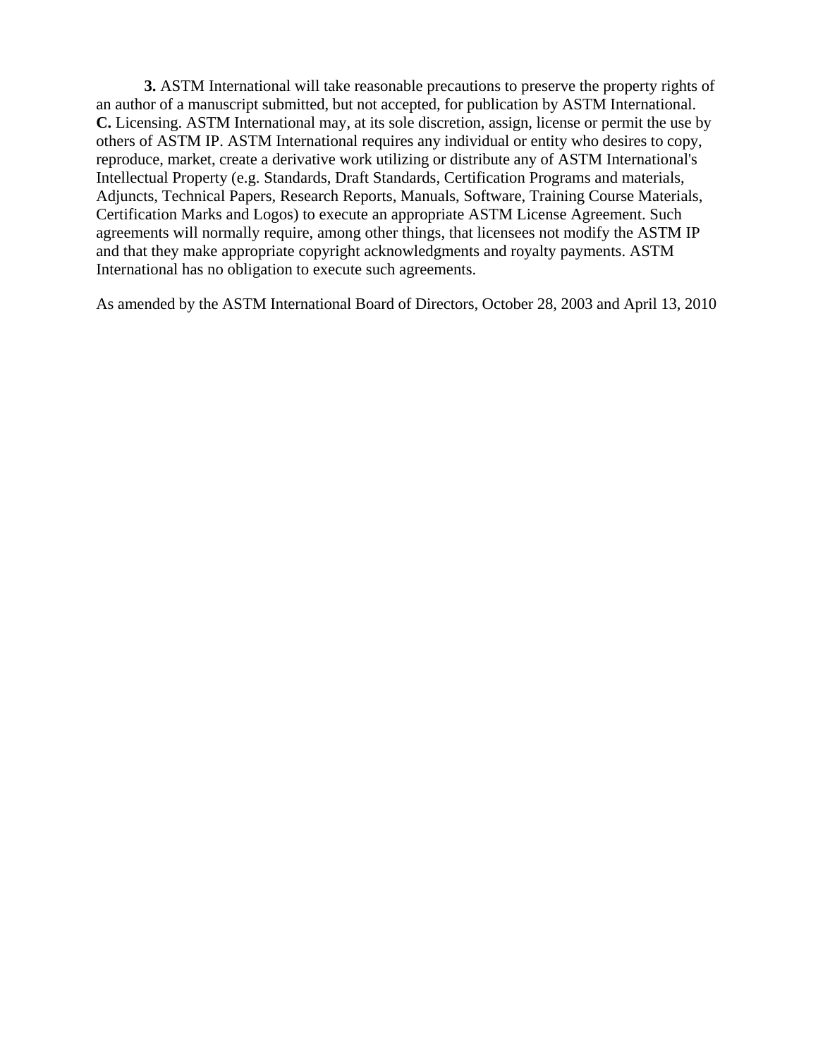**3.** ASTM International will take reasonable precautions to preserve the property rights of an author of a manuscript submitted, but not accepted, for publication by ASTM International.

**C.** Licensing. ASTM International may, at its sole discretion, assign, license or permit the use by others of ASTM IP. ASTM International requires any individual or entity who desires to copy, reproduce, market, create a derivative work utilizing or distribute any of ASTM International's Intellectual Property (e.g. Standards, Draft Standards, Certification Programs and materials, Adjuncts, Technical Papers, Research Reports, Manuals, Software, Training Course Materials, Certification Marks and Logos) to execute an appropriate ASTM License Agreement. Such agreements will normally require, among other things, that licensees not modify the ASTM IP and that they make appropriate copyright acknowledgments and royalty payments. ASTM International has no obligation to execute such agreements.

As amended by the ASTM International Board of Directors, October 28, 2003 and April 13, 2010